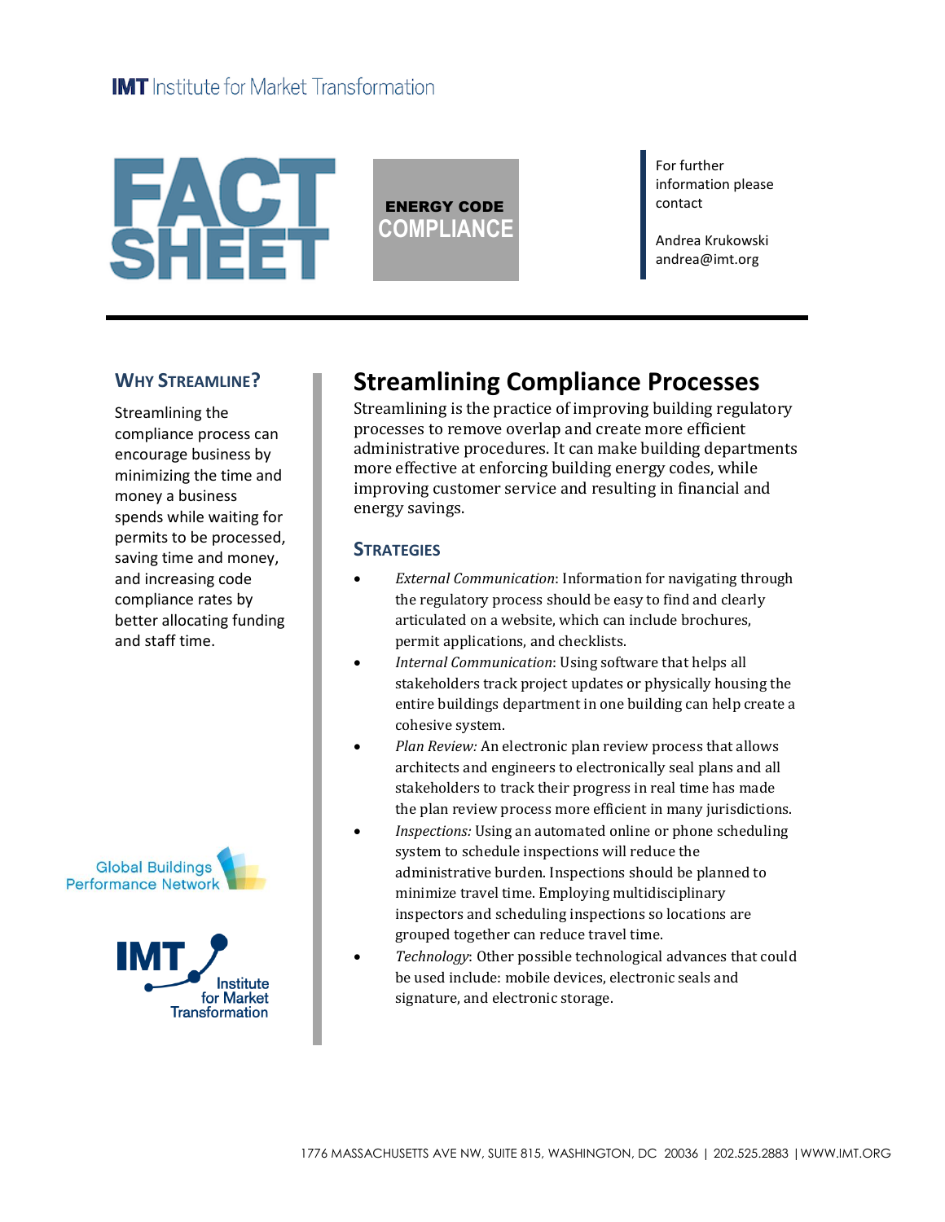IMT Institute for Market Transformation

# FACT SHEET

**ENERGY CODE COMPLIANCE**

For further information please contact

Andrea Krukowski
andrea@imt.org

## Why Streamline?

Streamlining the compliance process can encourage business by minimizing the time and money a business spends while waiting for permits to be processed, saving time and money, and increasing code compliance rates by better allocating funding and staff time.

Global Buildings Performance Network

IMT Institute for Market Transformation

# Streamlining Compliance Processes

Streamlining is the practice of improving building regulatory processes to remove overlap and create more efficient administrative procedures. It can make building departments more effective at enforcing building energy codes, while improving customer service and resulting in financial and energy savings.

## Strategies

- *External Communication*: Information for navigating through the regulatory process should be easy to find and clearly articulated on a website, which can include brochures, permit applications, and checklists.
- *Internal Communication*: Using software that helps all stakeholders track project updates or physically housing the entire buildings department in one building can help create a cohesive system.
- *Plan Review:* An electronic plan review process that allows architects and engineers to electronically seal plans and all stakeholders to track their progress in real time has made the plan review process more efficient in many jurisdictions.
- *Inspections:* Using an automated online or phone scheduling system to schedule inspections will reduce the administrative burden. Inspections should be planned to minimize travel time. Employing multidisciplinary inspectors and scheduling inspections so locations are grouped together can reduce travel time.
- *Technology*: Other possible technological advances that could be used include: mobile devices, electronic seals and signature, and electronic storage.

1776 MASSACHUSETTS AVE NW, SUITE 815, WASHINGTON, DC 20036 | 202.525.2883 | WWW.IMT.ORG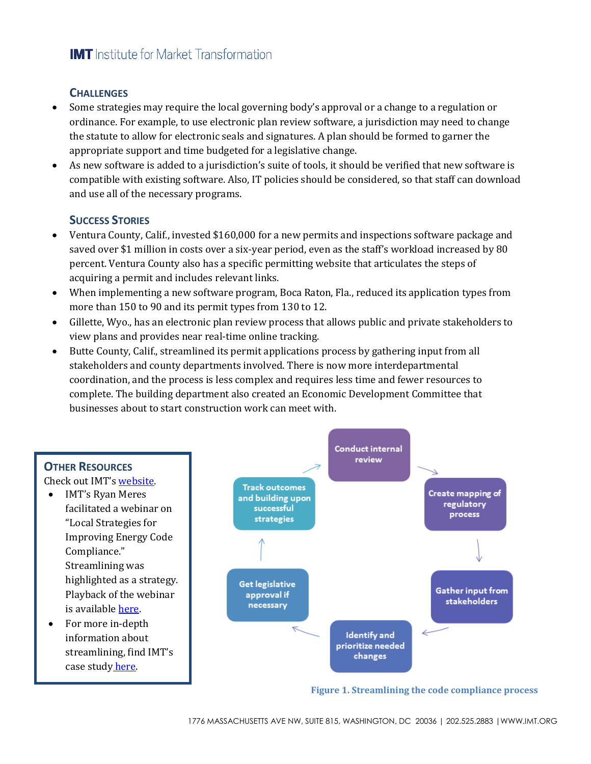### Challenges

- Some strategies may require the local governing body's approval or a change to a regulation or ordinance. For example, to use electronic plan review software, a jurisdiction may need to change the statute to allow for electronic seals and signatures. A plan should be formed to garner the appropriate support and time budgeted for a legislative change.
- As new software is added to a jurisdiction's suite of tools, it should be verified that new software is compatible with existing software. Also, IT policies should be considered, so that staff can download and use all of the necessary programs.

### Success Stories

- Ventura County, Calif., invested $160,000 for a new permits and inspections software package and saved over $1 million in costs over a six-year period, even as the staff's workload increased by 80 percent. Ventura County also has a specific permitting website that articulates the steps of acquiring a permit and includes relevant links.
- When implementing a new software program, Boca Raton, Fla., reduced its application types from more than 150 to 90 and its permit types from 130 to 12.
- Gillette, Wyo., has an electronic plan review process that allows public and private stakeholders to view plans and provides near real-time online tracking.
- Butte County, Calif., streamlined its permit applications process by gathering input from all stakeholders and county departments involved. There is now more interdepartmental coordination, and the process is less complex and requires less time and fewer resources to complete. The building department also created an Economic Development Committee that businesses about to start construction work can meet with.

### Other Resources

Check out IMT's website.

- IMT's Ryan Meres facilitated a webinar on "Local Strategies for Improving Energy Code Compliance." Streamlining was highlighted as a strategy. Playback of the webinar is available here.
- For more in-depth information about streamlining, find IMT's case study here.

Conduct internal review

Create mapping of regulatory process

Gather input from stakeholders

Identify and prioritize needed changes

Get legislative approval if necessary

Track outcomes and building upon successful strategies

**Figure 1. Streamlining the code compliance process**